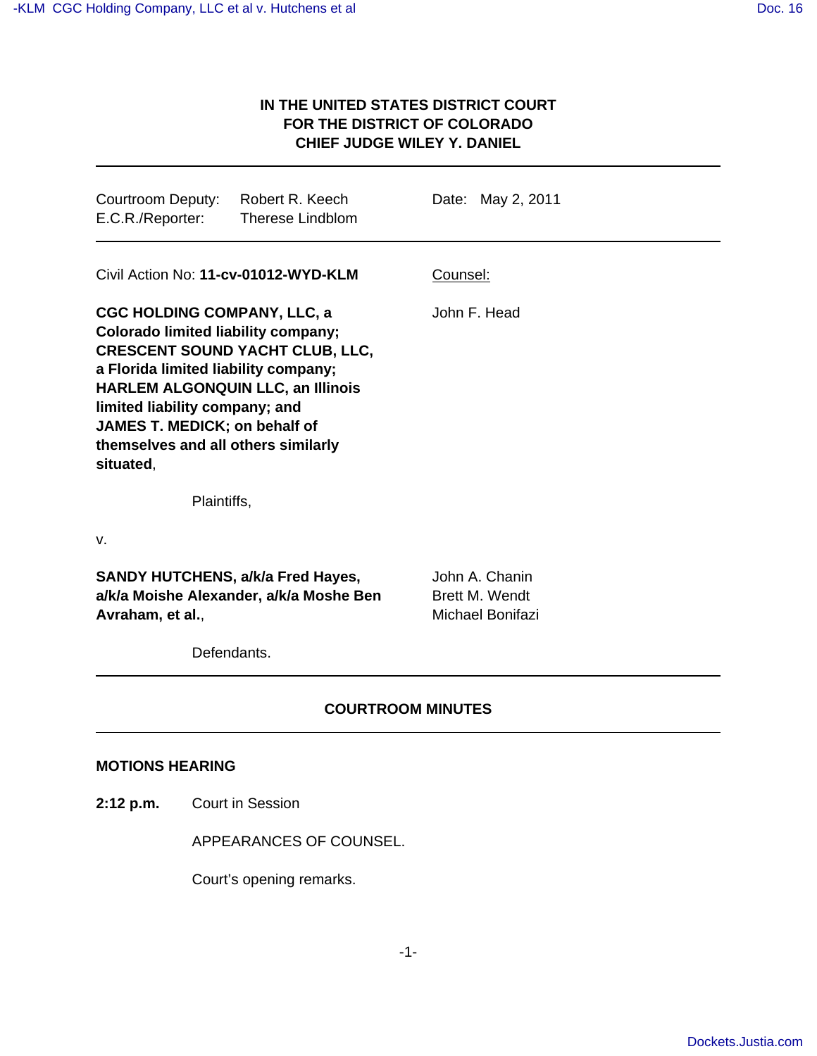**IN THE UNITED STATES DISTRICT COURT**
**FOR THE DISTRICT OF COLORADO**
**CHIEF JUDGE WILEY Y. DANIEL**

---

Courtroom Deputy: Robert R. Keech
E.C.R./Reporter: Therese Lindblom

Date: May 2, 2011

---

Civil Action No: **11-cv-01012-WYD-KLM**

Counsel:

**CGC HOLDING COMPANY, LLC, a Colorado limited liability company; CRESCENT SOUND YACHT CLUB, LLC, a Florida limited liability company; HARLEM ALGONQUIN LLC, an Illinois limited liability company; and JAMES T. MEDICK; on behalf of themselves and all others similarly situated**,

John F. Head

Plaintiffs,

v.

**SANDY HUTCHENS, a/k/a Fred Hayes, a/k/a Moishe Alexander, a/k/a Moshe Ben Avraham, et al.**,

John A. Chanin
Brett M. Wendt
Michael Bonifazi

Defendants.

---

**COURTROOM MINUTES**

---

**MOTIONS HEARING**

**2:12 p.m.** Court in Session

APPEARANCES OF COUNSEL.

Court's opening remarks.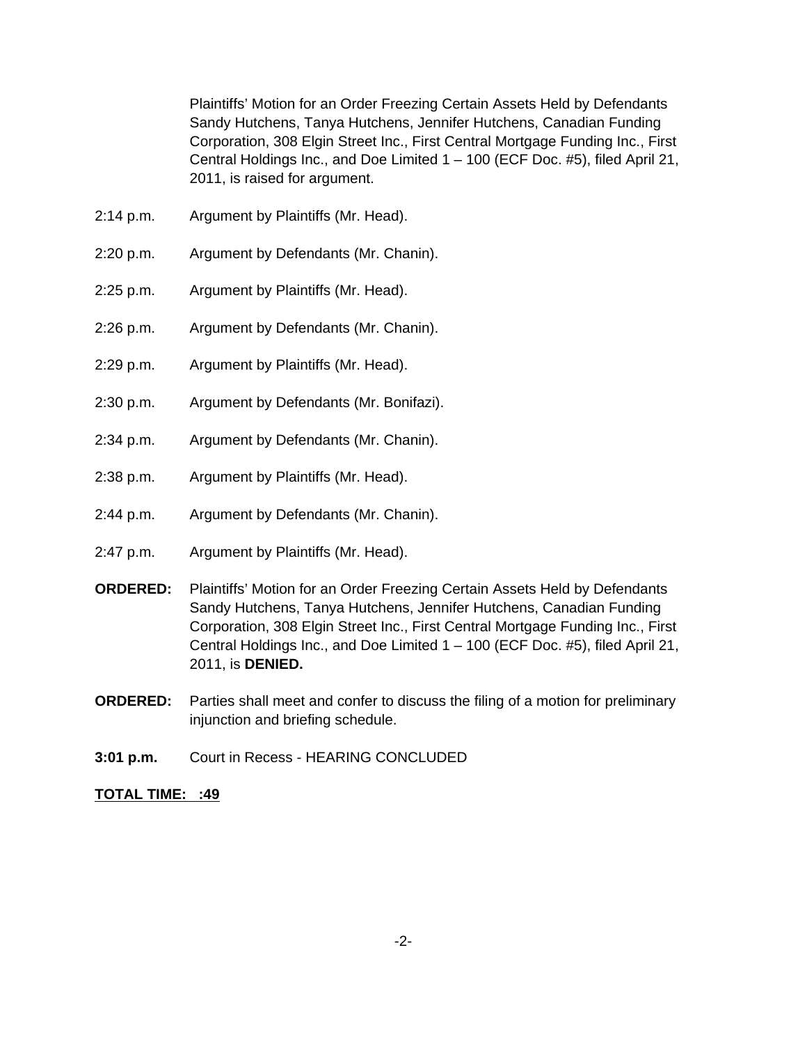Plaintiffs' Motion for an Order Freezing Certain Assets Held by Defendants Sandy Hutchens, Tanya Hutchens, Jennifer Hutchens, Canadian Funding Corporation, 308 Elgin Street Inc., First Central Mortgage Funding Inc., First Central Holdings Inc., and Doe Limited 1 – 100 (ECF Doc. #5), filed April 21, 2011, is raised for argument.

2:14 p.m. Argument by Plaintiffs (Mr. Head).

2:20 p.m. Argument by Defendants (Mr. Chanin).

2:25 p.m. Argument by Plaintiffs (Mr. Head).

2:26 p.m. Argument by Defendants (Mr. Chanin).

2:29 p.m. Argument by Plaintiffs (Mr. Head).

2:30 p.m. Argument by Defendants (Mr. Bonifazi).

2:34 p.m. Argument by Defendants (Mr. Chanin).

2:38 p.m. Argument by Plaintiffs (Mr. Head).

2:44 p.m. Argument by Defendants (Mr. Chanin).

2:47 p.m. Argument by Plaintiffs (Mr. Head).

**ORDERED:** Plaintiffs' Motion for an Order Freezing Certain Assets Held by Defendants Sandy Hutchens, Tanya Hutchens, Jennifer Hutchens, Canadian Funding Corporation, 308 Elgin Street Inc., First Central Mortgage Funding Inc., First Central Holdings Inc., and Doe Limited 1 – 100 (ECF Doc. #5), filed April 21, 2011, is **DENIED.**

**ORDERED:** Parties shall meet and confer to discuss the filing of a motion for preliminary injunction and briefing schedule.

**3:01 p.m.** Court in Recess - HEARING CONCLUDED

**TOTAL TIME: :49**